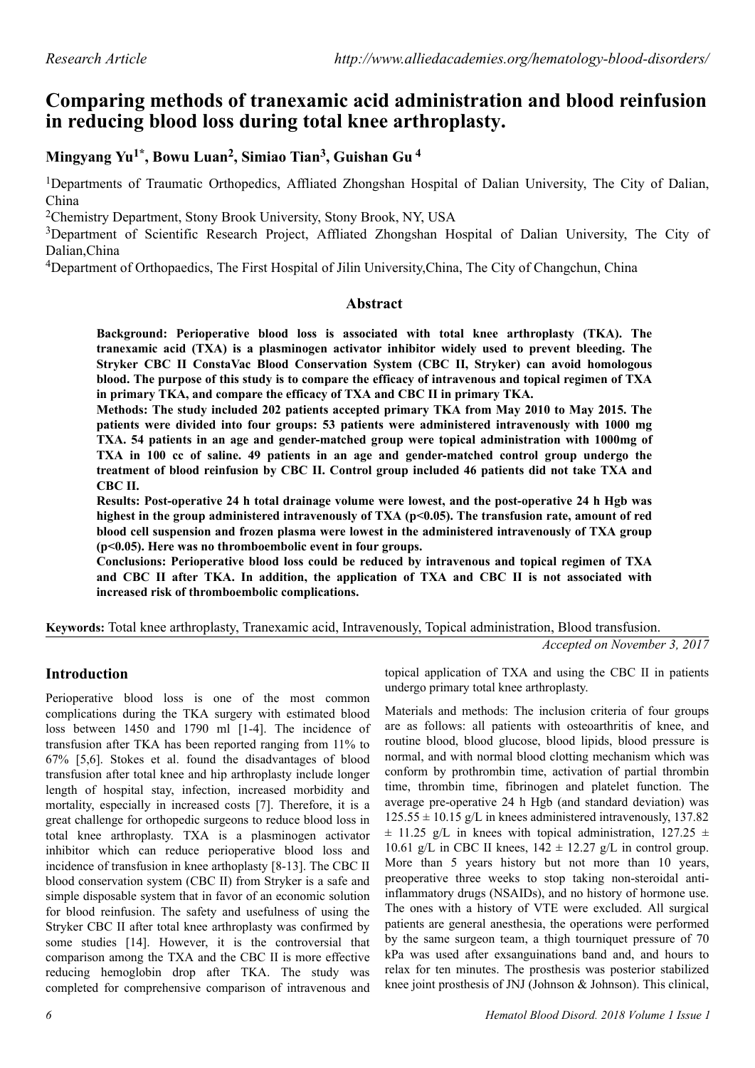# Comparing methods of tranexamic acid administration and blood reinfusion in reducing blood loss during total knee arthroplasty.

**Mingyang Yu[1*], Bowu Luan[2], Simiao Tian[3], Guishan Gu [4]**

[1]Departments of Traumatic Orthopedics, Affliated Zhongshan Hospital of Dalian University, The City of Dalian, China

[2]Chemistry Department, Stony Brook University, Stony Brook, NY, USA

[3]Department of Scientific Research Project, Affliated Zhongshan Hospital of Dalian University, The City of Dalian,China

[4]Department of Orthopaedics, The First Hospital of Jilin University,China, The City of Changchun, China

## Abstract

**Background: Perioperative blood loss is associated with total knee arthroplasty (TKA). The tranexamic acid (TXA) is a plasminogen activator inhibitor widely used to prevent bleeding. The Stryker CBC II ConstaVac Blood Conservation System (CBC II, Stryker) can avoid homologous blood. The purpose of this study is to compare the efficacy of intravenous and topical regimen of TXA in primary TKA, and compare the efficacy of TXA and CBC II in primary TKA.**

**Methods: The study included 202 patients accepted primary TKA from May 2010 to May 2015. The patients were divided into four groups: 53 patients were administered intravenously with 1000 mg TXA. 54 patients in an age and gender-matched group were topical administration with 1000mg of TXA in 100 cc of saline. 49 patients in an age and gender-matched control group undergo the treatment of blood reinfusion by CBC II. Control group included 46 patients did not take TXA and CBC II.**

**Results: Post-operative 24 h total drainage volume were lowest, and the post-operative 24 h Hgb was highest in the group administered intravenously of TXA ($p<0.05$). The transfusion rate, amount of red blood cell suspension and frozen plasma were lowest in the administered intravenously of TXA group ($p<0.05$). Here was no thromboembolic event in four groups.**

**Conclusions: Perioperative blood loss could be reduced by intravenous and topical regimen of TXA and CBC II after TKA. In addition, the application of TXA and CBC II is not associated with increased risk of thromboembolic complications.**

**Keywords:** Total knee arthroplasty, Tranexamic acid, Intravenously, Topical administration, Blood transfusion.

*Accepted on November 3, 2017*

## Introduction

Perioperative blood loss is one of the most common complications during the TKA surgery with estimated blood loss between 1450 and 1790 ml [1-4]. The incidence of transfusion after TKA has been reported ranging from 11% to 67% [5,6]. Stokes et al. found the disadvantages of blood transfusion after total knee and hip arthroplasty include longer length of hospital stay, infection, increased morbidity and mortality, especially in increased costs [7]. Therefore, it is a great challenge for orthopedic surgeons to reduce blood loss in total knee arthroplasty. TXA is a plasminogen activator inhibitor which can reduce perioperative blood loss and incidence of transfusion in knee arthoplasty [8-13]. The CBC II blood conservation system (CBC II) from Stryker is a safe and simple disposable system that in favor of an economic solution for blood reinfusion. The safety and usefulness of using the Stryker CBC II after total knee arthroplasty was confirmed by some studies [14]. However, it is the controversial that comparison among the TXA and the CBC II is more effective reducing hemoglobin drop after TKA. The study was completed for comprehensive comparison of intravenous and topical application of TXA and using the CBC II in patients undergo primary total knee arthroplasty.

Materials and methods: The inclusion criteria of four groups are as follows: all patients with osteoarthritis of knee, and routine blood, blood glucose, blood lipids, blood pressure is normal, and with normal blood clotting mechanism which was conform by prothrombin time, activation of partial thrombin time, thrombin time, fibrinogen and platelet function. The average pre-operative 24 h Hgb (and standard deviation) was $125.55 \pm 10.15$ g/L in knees administered intravenously, $137.82 \pm 11.25$ g/L in knees with topical administration, $127.25 \pm 10.61$ g/L in CBC II knees, $142 \pm 12.27$ g/L in control group. More than 5 years history but not more than 10 years, preoperative three weeks to stop taking non-steroidal anti-inflammatory drugs (NSAIDs), and no history of hormone use. The ones with a history of VTE were excluded. All surgical patients are general anesthesia, the operations were performed by the same surgeon team, a thigh tourniquet pressure of 70 kPa was used after exsanguinations band and, and hours to relax for ten minutes. The prosthesis was posterior stabilized knee joint prosthesis of JNJ (Johnson & Johnson). This clinical,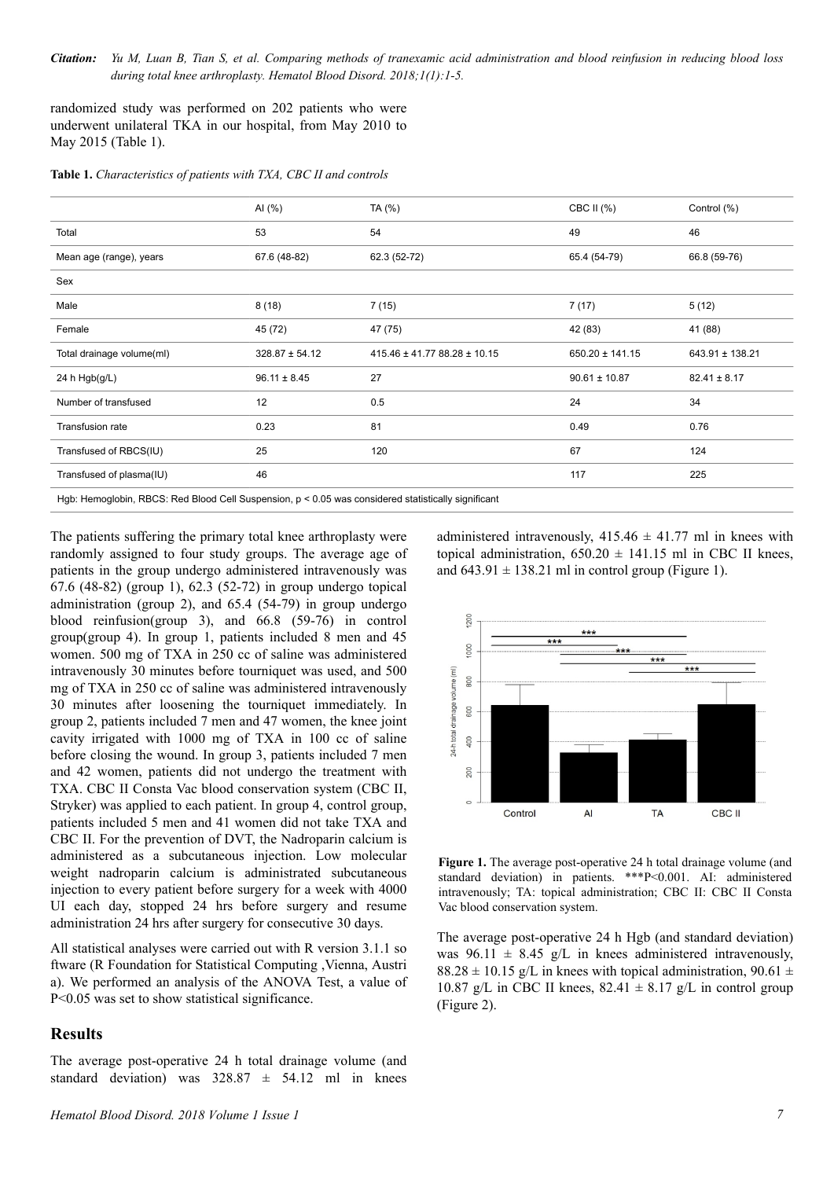randomized study was performed on 202 patients who were underwent unilateral TKA in our hospital, from May 2010 to May 2015 (Table 1).

**Table 1.** *Characteristics of patients with TXA, CBC II and controls*

| | AI (%) | TA (%) | CBC II (%) | Control (%) |
|---|---|---|---|---|
| Total | 53 | 54 | 49 | 46 |
| Mean age (range), years | 67.6 (48-82) | 62.3 (52-72) | 65.4 (54-79) | 66.8 (59-76) |
| Sex | | | | |
| Male | 8 (18) | 7 (15) | 7 (17) | 5 (12) |
| Female | 45 (72) | 47 (75) | 42 (83) | 41 (88) |
| Total drainage volume(ml) | 328.87 ± 54.12 | 415.46 ± 41.77 88.28 ± 10.15 | 650.20 ± 141.15 | 643.91 ± 138.21 |
| 24 h Hgb(g/L) | 96.11 ± 8.45 | 27 | 90.61 ± 10.87 | 82.41 ± 8.17 |
| Number of transfused | 12 | 0.5 | 24 | 34 |
| Transfusion rate | 0.23 | 81 | 0.49 | 0.76 |
| Transfused of RBCS(IU) | 25 | 120 | 67 | 124 |
| Transfused of plasma(IU) | 46 | | 117 | 225 |

Hgb: Hemoglobin, RBCS: Red Blood Cell Suspension, p < 0.05 was considered statistically significant

The patients suffering the primary total knee arthroplasty were randomly assigned to four study groups. The average age of patients in the group undergo administered intravenously was 67.6 (48-82) (group 1), 62.3 (52-72) in group undergo topical administration (group 2), and 65.4 (54-79) in group undergo blood reinfusion(group 3), and 66.8 (59-76) in control group(group 4). In group 1, patients included 8 men and 45 women. 500 mg of TXA in 250 cc of saline was administered intravenously 30 minutes before tourniquet was used, and 500 mg of TXA in 250 cc of saline was administered intravenously 30 minutes after loosening the tourniquet immediately. In group 2, patients included 7 men and 47 women, the knee joint cavity irrigated with 1000 mg of TXA in 100 cc of saline before closing the wound. In group 3, patients included 7 men and 42 women, patients did not undergo the treatment with TXA. CBC II Consta Vac blood conservation system (CBC II, Stryker) was applied to each patient. In group 4, control group, patients included 5 men and 41 women did not take TXA and CBC II. For the prevention of DVT, the Nadroparin calcium is administered as a subcutaneous injection. Low molecular weight nadroparin calcium is administrated subcutaneous injection to every patient before surgery for a week with 4000 UI each day, stopped 24 hrs before surgery and resume administration 24 hrs after surgery for consecutive 30 days.

All statistical analyses were carried out with R version 3.1.1 so ftware (R Foundation for Statistical Computing ,Vienna, Austri a). We performed an analysis of the ANOVA Test, a value of P<0.05 was set to show statistical significance.

## Results

The average post-operative 24 h total drainage volume (and standard deviation) was 328.87 ± 54.12 ml in knees administered intravenously, 415.46 ± 41.77 ml in knees with topical administration, 650.20 ± 141.15 ml in CBC II knees, and 643.91 ± 138.21 ml in control group (Figure 1).

**Figure 1.** The average post-operative 24 h total drainage volume (and standard deviation) in patients. ***P<0.001. AI: administered intravenously; TA: topical administration; CBC II: CBC II Consta Vac blood conservation system.

The average post-operative 24 h Hgb (and standard deviation) was 96.11 ± 8.45 g/L in knees administered intravenously, 88.28 ± 10.15 g/L in knees with topical administration, 90.61 ± 10.87 g/L in CBC II knees, 82.41 ± 8.17 g/L in control group (Figure 2).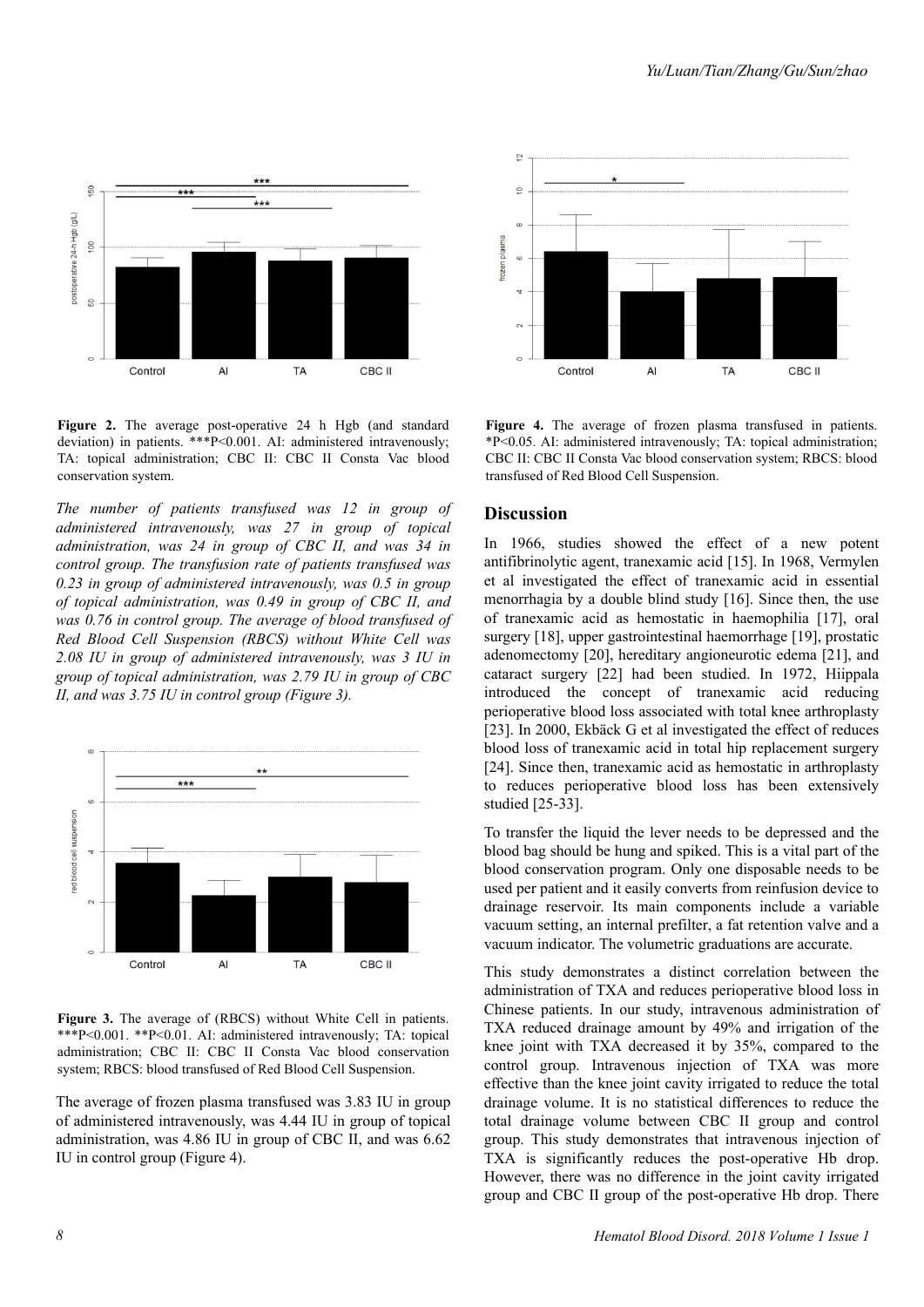Figure 2. The average post-operative 24 h Hgb (and standard deviation) in patients. ***P<0.001. AI: administered intravenously; TA: topical administration; CBC II: CBC II Consta Vac blood conservation system.

*The number of patients transfused was 12 in group of administered intravenously, was 27 in group of topical administration, was 24 in group of CBC II, and was 34 in control group. The transfusion rate of patients transfused was 0.23 in group of administered intravenously, was 0.5 in group of topical administration, was 0.49 in group of CBC II, and was 0.76 in control group. The average of blood transfused of Red Blood Cell Suspension (RBCS) without White Cell was 2.08 IU in group of administered intravenously, was 3 IU in group of topical administration, was 2.79 IU in group of CBC II, and was 3.75 IU in control group (Figure 3).*

Figure 3. The average of (RBCS) without White Cell in patients. ***P<0.001. **P<0.01. AI: administered intravenously; TA: topical administration; CBC II: CBC II Consta Vac blood conservation system; RBCS: blood transfused of Red Blood Cell Suspension.

The average of frozen plasma transfused was 3.83 IU in group of administered intravenously, was 4.44 IU in group of topical administration, was 4.86 IU in group of CBC II, and was 6.62 IU in control group (Figure 4).

Figure 4. The average of frozen plasma transfused in patients. *P<0.05. AI: administered intravenously; TA: topical administration; CBC II: CBC II Consta Vac blood conservation system; RBCS: blood transfused of Red Blood Cell Suspension.

## Discussion

In 1966, studies showed the effect of a new potent antifibrinolytic agent, tranexamic acid [15]. In 1968, Vermylen et al investigated the effect of tranexamic acid in essential menorrhagia by a double blind study [16]. Since then, the use of tranexamic acid as hemostatic in haemophilia [17], oral surgery [18], upper gastrointestinal haemorrhage [19], prostatic adenomectomy [20], hereditary angioneurotic edema [21], and cataract surgery [22] had been studied. In 1972, Hiippala introduced the concept of tranexamic acid reducing perioperative blood loss associated with total knee arthroplasty [23]. In 2000, Ekbäck G et al investigated the effect of reduces blood loss of tranexamic acid in total hip replacement surgery [24]. Since then, tranexamic acid as hemostatic in arthroplasty to reduces perioperative blood loss has been extensively studied [25-33].

To transfer the liquid the lever needs to be depressed and the blood bag should be hung and spiked. This is a vital part of the blood conservation program. Only one disposable needs to be used per patient and it easily converts from reinfusion device to drainage reservoir. Its main components include a variable vacuum setting, an internal prefilter, a fat retention valve and a vacuum indicator. The volumetric graduations are accurate.

This study demonstrates a distinct correlation between the administration of TXA and reduces perioperative blood loss in Chinese patients. In our study, intravenous administration of TXA reduced drainage amount by 49% and irrigation of the knee joint with TXA decreased it by 35%, compared to the control group. Intravenous injection of TXA was more effective than the knee joint cavity irrigated to reduce the total drainage volume. It is no statistical differences to reduce the total drainage volume between CBC II group and control group. This study demonstrates that intravenous injection of TXA is significantly reduces the post-operative Hb drop. However, there was no difference in the joint cavity irrigated group and CBC II group of the post-operative Hb drop. There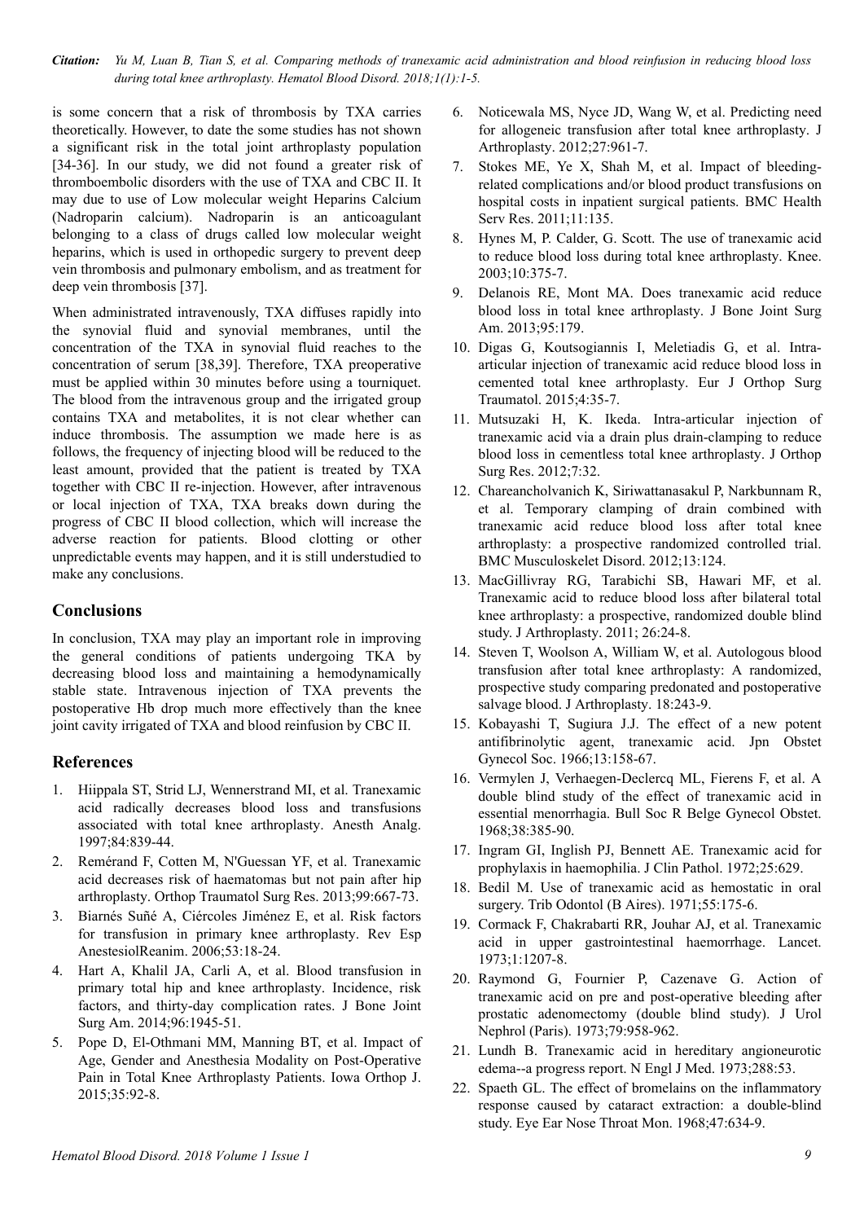is some concern that a risk of thrombosis by TXA carries theoretically. However, to date the some studies has not shown a significant risk in the total joint arthroplasty population [34-36]. In our study, we did not found a greater risk of thromboembolic disorders with the use of TXA and CBC II. It may due to use of Low molecular weight Heparins Calcium (Nadroparin calcium). Nadroparin is an anticoagulant belonging to a class of drugs called low molecular weight heparins, which is used in orthopedic surgery to prevent deep vein thrombosis and pulmonary embolism, and as treatment for deep vein thrombosis [37].

When administrated intravenously, TXA diffuses rapidly into the synovial fluid and synovial membranes, until the concentration of the TXA in synovial fluid reaches to the concentration of serum [38,39]. Therefore, TXA preoperative must be applied within 30 minutes before using a tourniquet. The blood from the intravenous group and the irrigated group contains TXA and metabolites, it is not clear whether can induce thrombosis. The assumption we made here is as follows, the frequency of injecting blood will be reduced to the least amount, provided that the patient is treated by TXA together with CBC II re-injection. However, after intravenous or local injection of TXA, TXA breaks down during the progress of CBC II blood collection, which will increase the adverse reaction for patients. Blood clotting or other unpredictable events may happen, and it is still understudied to make any conclusions.

## Conclusions

In conclusion, TXA may play an important role in improving the general conditions of patients undergoing TKA by decreasing blood loss and maintaining a hemodynamically stable state. Intravenous injection of TXA prevents the postoperative Hb drop much more effectively than the knee joint cavity irrigated of TXA and blood reinfusion by CBC II.

## References

1. Hiippala ST, Strid LJ, Wennerstrand MI, et al. Tranexamic acid radically decreases blood loss and transfusions associated with total knee arthroplasty. Anesth Analg. 1997;84:839-44.
2. Remérand F, Cotten M, N'Guessan YF, et al. Tranexamic acid decreases risk of haematomas but not pain after hip arthroplasty. Orthop Traumatol Surg Res. 2013;99:667-73.
3. Biarnés Suñé A, Ciércoles Jiménez E, et al. Risk factors for transfusion in primary knee arthroplasty. Rev Esp AnestesiolReanim. 2006;53:18-24.
4. Hart A, Khalil JA, Carli A, et al. Blood transfusion in primary total hip and knee arthroplasty. Incidence, risk factors, and thirty-day complication rates. J Bone Joint Surg Am. 2014;96:1945-51.
5. Pope D, El-Othmani MM, Manning BT, et al. Impact of Age, Gender and Anesthesia Modality on Post-Operative Pain in Total Knee Arthroplasty Patients. Iowa Orthop J. 2015;35:92-8.
6. Noticewala MS, Nyce JD, Wang W, et al. Predicting need for allogeneic transfusion after total knee arthroplasty. J Arthroplasty. 2012;27:961-7.
7. Stokes ME, Ye X, Shah M, et al. Impact of bleeding-related complications and/or blood product transfusions on hospital costs in inpatient surgical patients. BMC Health Serv Res. 2011;11:135.
8. Hynes M, P. Calder, G. Scott. The use of tranexamic acid to reduce blood loss during total knee arthroplasty. Knee. 2003;10:375-7.
9. Delanois RE, Mont MA. Does tranexamic acid reduce blood loss in total knee arthroplasty. J Bone Joint Surg Am. 2013;95:179.
10. Digas G, Koutsogiannis I, Meletiadis G, et al. Intra-articular injection of tranexamic acid reduce blood loss in cemented total knee arthroplasty. Eur J Orthop Surg Traumatol. 2015;4:35-7.
11. Mutsuzaki H, K. Ikeda. Intra-articular injection of tranexamic acid via a drain plus drain-clamping to reduce blood loss in cementless total knee arthroplasty. J Orthop Surg Res. 2012;7:32.
12. Chareancholvanich K, Siriwattanasakul P, Narkbunnam R, et al. Temporary clamping of drain combined with tranexamic acid reduce blood loss after total knee arthroplasty: a prospective randomized controlled trial. BMC Musculoskelet Disord. 2012;13:124.
13. MacGillivray RG, Tarabichi SB, Hawari MF, et al. Tranexamic acid to reduce blood loss after bilateral total knee arthroplasty: a prospective, randomized double blind study. J Arthroplasty. 2011; 26:24-8.
14. Steven T, Woolson A, William W, et al. Autologous blood transfusion after total knee arthroplasty: A randomized, prospective study comparing predonated and postoperative salvage blood. J Arthroplasty. 18:243-9.
15. Kobayashi T, Sugiura J.J. The effect of a new potent antifibrinolytic agent, tranexamic acid. Jpn Obstet Gynecol Soc. 1966;13:158-67.
16. Vermylen J, Verhaegen-Declercq ML, Fierens F, et al. A double blind study of the effect of tranexamic acid in essential menorrhagia. Bull Soc R Belge Gynecol Obstet. 1968;38:385-90.
17. Ingram GI, Inglish PJ, Bennett AE. Tranexamic acid for prophylaxis in haemophilia. J Clin Pathol. 1972;25:629.
18. Bedil M. Use of tranexamic acid as hemostatic in oral surgery. Trib Odontol (B Aires). 1971;55:175-6.
19. Cormack F, Chakrabarti RR, Jouhar AJ, et al. Tranexamic acid in upper gastrointestinal haemorrhage. Lancet. 1973;1:1207-8.
20. Raymond G, Fournier P, Cazenave G. Action of tranexamic acid on pre and post-operative bleeding after prostatic adenomectomy (double blind study). J Urol Nephrol (Paris). 1973;79:958-962.
21. Lundh B. Tranexamic acid in hereditary angioneurotic edema--a progress report. N Engl J Med. 1973;288:53.
22. Spaeth GL. The effect of bromelains on the inflammatory response caused by cataract extraction: a double-blind study. Eye Ear Nose Throat Mon. 1968;47:634-9.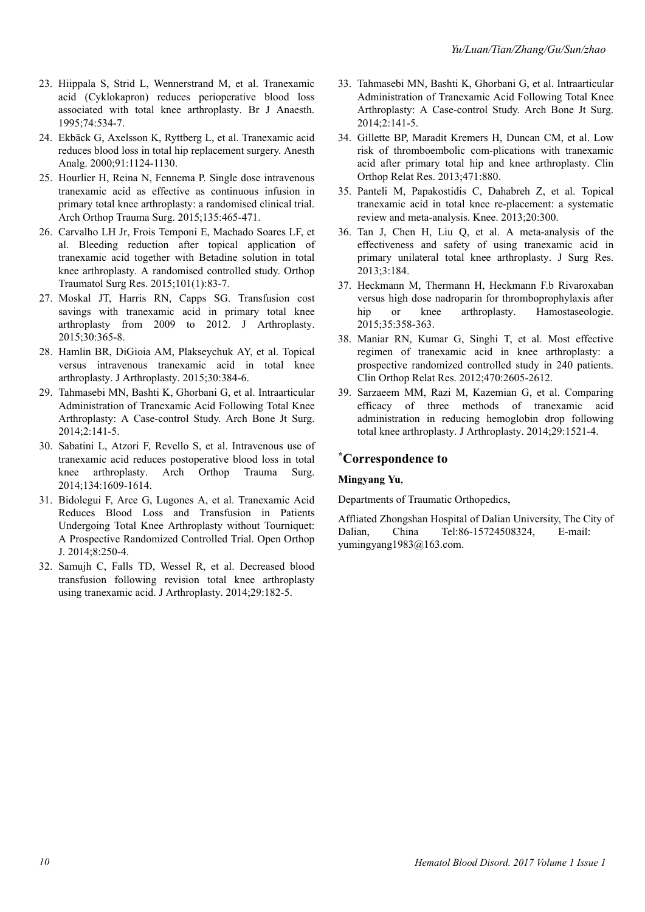23. Hiippala S, Strid L, Wennerstrand M, et al. Tranexamic acid (Cyklokapron) reduces perioperative blood loss associated with total knee arthroplasty. Br J Anaesth. 1995;74:534-7.
24. Ekbäck G, Axelsson K, Ryttberg L, et al. Tranexamic acid reduces blood loss in total hip replacement surgery. Anesth Analg. 2000;91:1124-1130.
25. Hourlier H, Reina N, Fennema P. Single dose intravenous tranexamic acid as effective as continuous infusion in primary total knee arthroplasty: a randomised clinical trial. Arch Orthop Trauma Surg. 2015;135:465-471.
26. Carvalho LH Jr, Frois Temponi E, Machado Soares LF, et al. Bleeding reduction after topical application of tranexamic acid together with Betadine solution in total knee arthroplasty. A randomised controlled study. Orthop Traumatol Surg Res. 2015;101(1):83-7.
27. Moskal JT, Harris RN, Capps SG. Transfusion cost savings with tranexamic acid in primary total knee arthroplasty from 2009 to 2012. J Arthroplasty. 2015;30:365-8.
28. Hamlin BR, DiGioia AM, Plakseychuk AY, et al. Topical versus intravenous tranexamic acid in total knee arthroplasty. J Arthroplasty. 2015;30:384-6.
29. Tahmasebi MN, Bashti K, Ghorbani G, et al. Intraarticular Administration of Tranexamic Acid Following Total Knee Arthroplasty: A Case-control Study. Arch Bone Jt Surg. 2014;2:141-5.
30. Sabatini L, Atzori F, Revello S, et al. Intravenous use of tranexamic acid reduces postoperative blood loss in total knee arthroplasty. Arch Orthop Trauma Surg. 2014;134:1609-1614.
31. Bidolegui F, Arce G, Lugones A, et al. Tranexamic Acid Reduces Blood Loss and Transfusion in Patients Undergoing Total Knee Arthroplasty without Tourniquet: A Prospective Randomized Controlled Trial. Open Orthop J. 2014;8:250-4.
32. Samujh C, Falls TD, Wessel R, et al. Decreased blood transfusion following revision total knee arthroplasty using tranexamic acid. J Arthroplasty. 2014;29:182-5.
33. Tahmasebi MN, Bashti K, Ghorbani G, et al. Intraarticular Administration of Tranexamic Acid Following Total Knee Arthroplasty: A Case-control Study. Arch Bone Jt Surg. 2014;2:141-5.
34. Gillette BP, Maradit Kremers H, Duncan CM, et al. Low risk of thromboembolic com-plications with tranexamic acid after primary total hip and knee arthroplasty. Clin Orthop Relat Res. 2013;471:880.
35. Panteli M, Papakostidis C, Dahabreh Z, et al. Topical tranexamic acid in total knee re-placement: a systematic review and meta-analysis. Knee. 2013;20:300.
36. Tan J, Chen H, Liu Q, et al. A meta-analysis of the effectiveness and safety of using tranexamic acid in primary unilateral total knee arthroplasty. J Surg Res. 2013;3:184.
37. Heckmann M, Thermann H, Heckmann F.b Rivaroxaban versus high dose nadroparin for thromboprophylaxis after hip or knee arthroplasty. Hamostaseologie. 2015;35:358-363.
38. Maniar RN, Kumar G, Singhi T, et al. Most effective regimen of tranexamic acid in knee arthroplasty: a prospective randomized controlled study in 240 patients. Clin Orthop Relat Res. 2012;470:2605-2612.
39. Sarzaeem MM, Razi M, Kazemian G, et al. Comparing efficacy of three methods of tranexamic acid administration in reducing hemoglobin drop following total knee arthroplasty. J Arthroplasty. 2014;29:1521-4.

## *Correspondence to

**Mingyang Yu**,

Departments of Traumatic Orthopedics,

Affliated Zhongshan Hospital of Dalian University, The City of Dalian, China Tel:86-15724508324, E-mail: yumingyang1983@163.com.